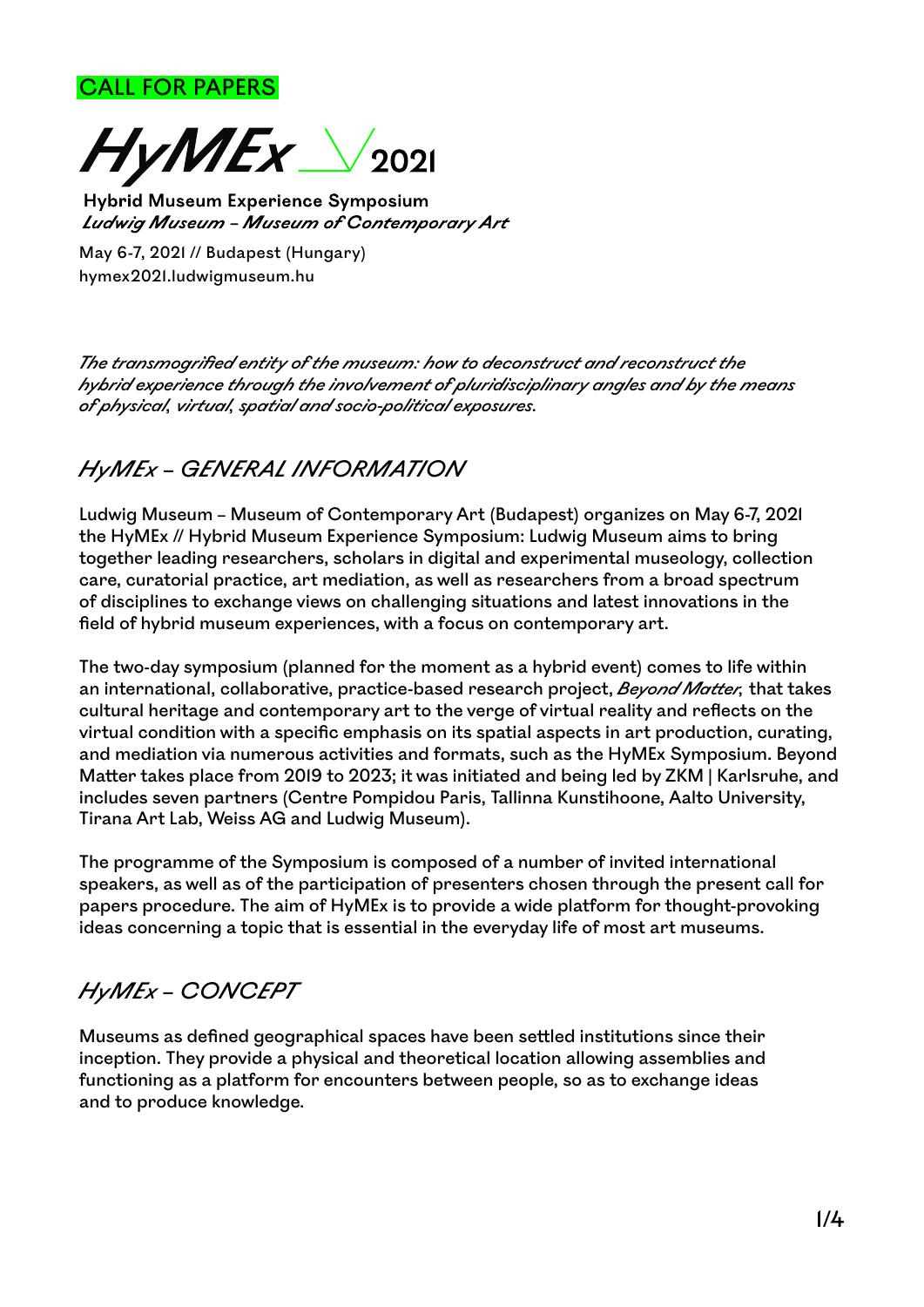CALL FOR PAPERS

# *HyMEx* 2021

**Hybrid Museum Experience Symposium**
***Ludwig Museum – Museum of Contemporary Art***

May 6-7, 2021 // Budapest (Hungary)
hymex2021.ludwigmuseum.hu

*The transmogrified entity of the museum: how to deconstruct and reconstruct the hybrid experience through the involvement of pluridisciplinary angles and by the means of physical, virtual, spatial and socio-political exposures.*

## *HyMEx – GENERAL INFORMATION*

Ludwig Museum – Museum of Contemporary Art (Budapest) organizes on May 6-7, 2021 the HyMEx // Hybrid Museum Experience Symposium: Ludwig Museum aims to bring together leading researchers, scholars in digital and experimental museology, collection care, curatorial practice, art mediation, as well as researchers from a broad spectrum of disciplines to exchange views on challenging situations and latest innovations in the field of hybrid museum experiences, with a focus on contemporary art.

The two-day symposium (planned for the moment as a hybrid event) comes to life within an international, collaborative, practice-based research project, *Beyond Matter*, that takes cultural heritage and contemporary art to the verge of virtual reality and reflects on the virtual condition with a specific emphasis on its spatial aspects in art production, curating, and mediation via numerous activities and formats, such as the HyMEx Symposium. Beyond Matter takes place from 2019 to 2023; it was initiated and being led by ZKM | Karlsruhe, and includes seven partners (Centre Pompidou Paris, Tallinna Kunstihoone, Aalto University, Tirana Art Lab, Weiss AG and Ludwig Museum).

The programme of the Symposium is composed of a number of invited international speakers, as well as of the participation of presenters chosen through the present call for papers procedure. The aim of HyMEx is to provide a wide platform for thought-provoking ideas concerning a topic that is essential in the everyday life of most art museums.

## *HyMEx – CONCEPT*

Museums as defined geographical spaces have been settled institutions since their inception. They provide a physical and theoretical location allowing assemblies and functioning as a platform for encounters between people, so as to exchange ideas and to produce knowledge.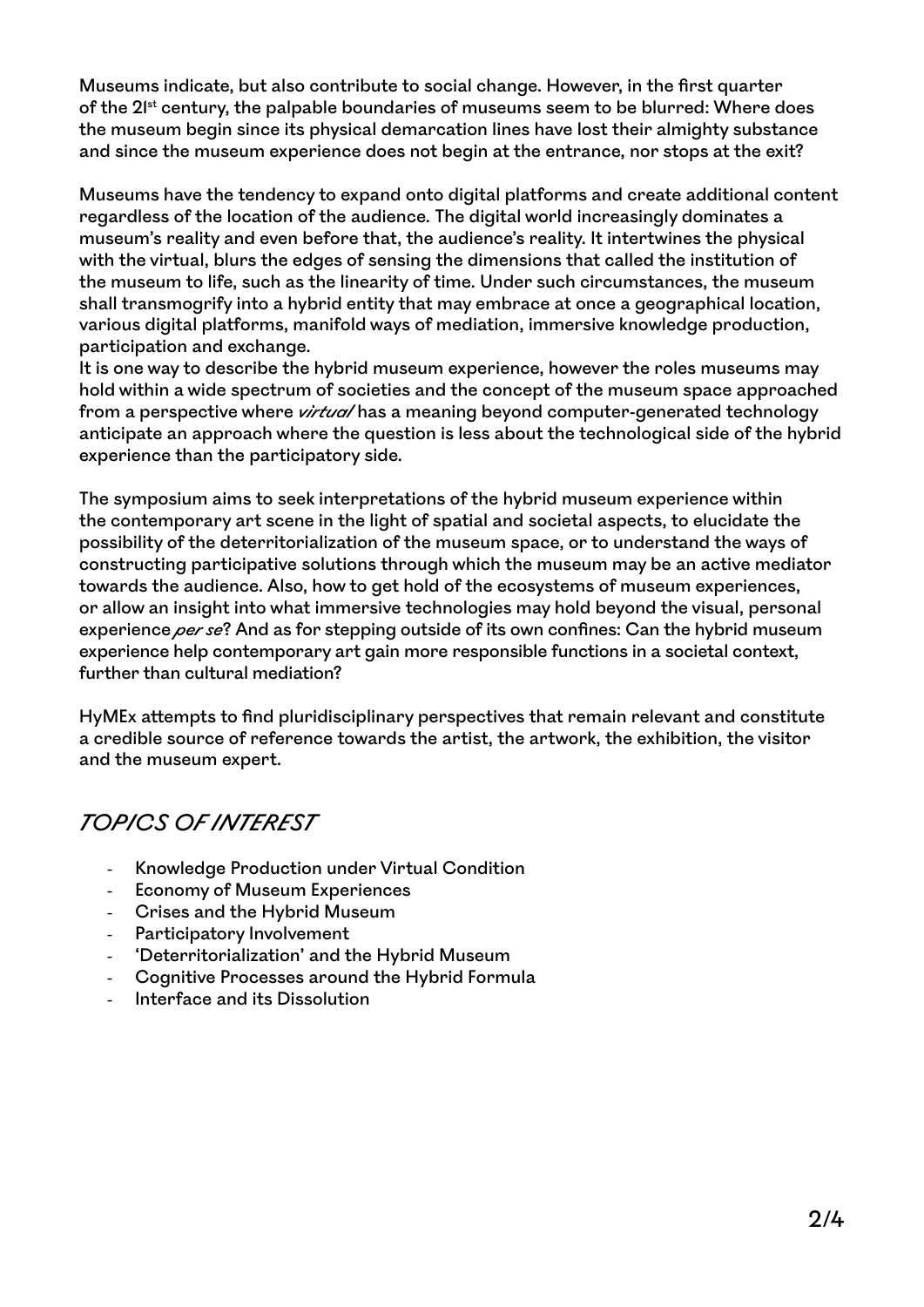Museums indicate, but also contribute to social change. However, in the first quarter of the 21st century, the palpable boundaries of museums seem to be blurred: Where does the museum begin since its physical demarcation lines have lost their almighty substance and since the museum experience does not begin at the entrance, nor stops at the exit?

Museums have the tendency to expand onto digital platforms and create additional content regardless of the location of the audience. The digital world increasingly dominates a museum's reality and even before that, the audience's reality. It intertwines the physical with the virtual, blurs the edges of sensing the dimensions that called the institution of the museum to life, such as the linearity of time. Under such circumstances, the museum shall transmogrify into a hybrid entity that may embrace at once a geographical location, various digital platforms, manifold ways of mediation, immersive knowledge production, participation and exchange.
It is one way to describe the hybrid museum experience, however the roles museums may hold within a wide spectrum of societies and the concept of the museum space approached from a perspective where *virtual* has a meaning beyond computer-generated technology anticipate an approach where the question is less about the technological side of the hybrid experience than the participatory side.

The symposium aims to seek interpretations of the hybrid museum experience within the contemporary art scene in the light of spatial and societal aspects, to elucidate the possibility of the deterritorialization of the museum space, or to understand the ways of constructing participative solutions through which the museum may be an active mediator towards the audience. Also, how to get hold of the ecosystems of museum experiences, or allow an insight into what immersive technologies may hold beyond the visual, personal experience *per se*? And as for stepping outside of its own confines: Can the hybrid museum experience help contemporary art gain more responsible functions in a societal context, further than cultural mediation?

HyMEx attempts to find pluridisciplinary perspectives that remain relevant and constitute a credible source of reference towards the artist, the artwork, the exhibition, the visitor and the museum expert.

## *TOPICS OF INTEREST*

- Knowledge Production under Virtual Condition
- Economy of Museum Experiences
- Crises and the Hybrid Museum
- Participatory Involvement
- 'Deterritorialization' and the Hybrid Museum
- Cognitive Processes around the Hybrid Formula
- Interface and its Dissolution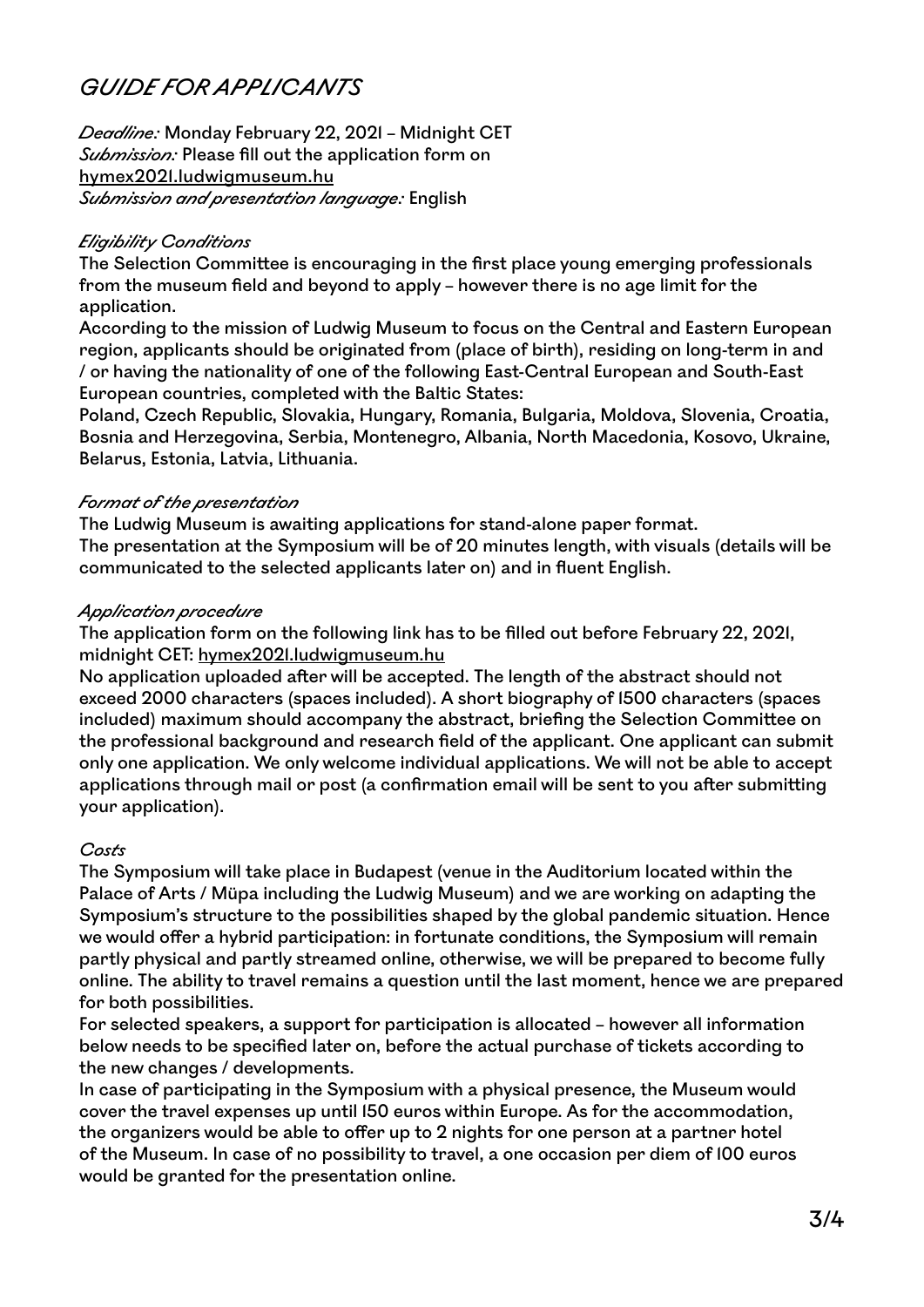# *GUIDE FOR APPLICANTS*

*Deadline:* Monday February 22, 2021 – Midnight CET
*Submission:* Please fill out the application form on hymex2021.ludwigmuseum.hu
*Submission and presentation language:* English

### *Eligibility Conditions*

The Selection Committee is encouraging in the first place young emerging professionals from the museum field and beyond to apply – however there is no age limit for the application.

According to the mission of Ludwig Museum to focus on the Central and Eastern European region, applicants should be originated from (place of birth), residing on long-term in and / or having the nationality of one of the following East-Central European and South-East European countries, completed with the Baltic States:

Poland, Czech Republic, Slovakia, Hungary, Romania, Bulgaria, Moldova, Slovenia, Croatia, Bosnia and Herzegovina, Serbia, Montenegro, Albania, North Macedonia, Kosovo, Ukraine, Belarus, Estonia, Latvia, Lithuania.

### *Format of the presentation*

The Ludwig Museum is awaiting applications for stand-alone paper format.
The presentation at the Symposium will be of 20 minutes length, with visuals (details will be communicated to the selected applicants later on) and in fluent English.

### *Application procedure*

The application form on the following link has to be filled out before February 22, 2021, midnight CET: hymex2021.ludwigmuseum.hu

No application uploaded after will be accepted. The length of the abstract should not exceed 2000 characters (spaces included). A short biography of 1500 characters (spaces included) maximum should accompany the abstract, briefing the Selection Committee on the professional background and research field of the applicant. One applicant can submit only one application. We only welcome individual applications. We will not be able to accept applications through mail or post (a confirmation email will be sent to you after submitting your application).

### *Costs*

The Symposium will take place in Budapest (venue in the Auditorium located within the Palace of Arts / Müpa including the Ludwig Museum) and we are working on adapting the Symposium's structure to the possibilities shaped by the global pandemic situation. Hence we would offer a hybrid participation: in fortunate conditions, the Symposium will remain partly physical and partly streamed online, otherwise, we will be prepared to become fully online. The ability to travel remains a question until the last moment, hence we are prepared for both possibilities.

For selected speakers, a support for participation is allocated – however all information below needs to be specified later on, before the actual purchase of tickets according to the new changes / developments.

In case of participating in the Symposium with a physical presence, the Museum would cover the travel expenses up until 150 euros within Europe. As for the accommodation, the organizers would be able to offer up to 2 nights for one person at a partner hotel of the Museum. In case of no possibility to travel, a one occasion per diem of 100 euros would be granted for the presentation online.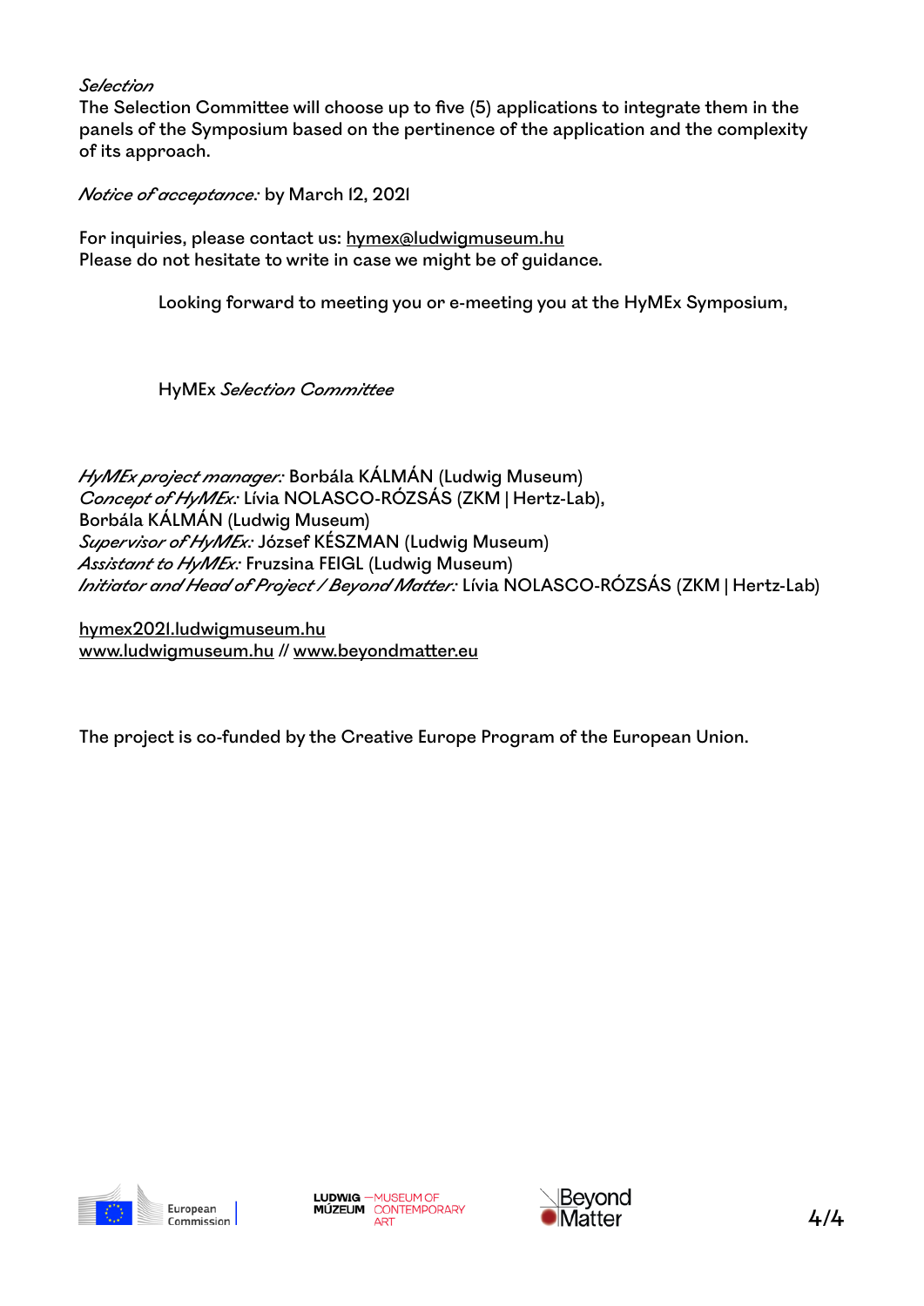*Selection*
The Selection Committee will choose up to five (5) applications to integrate them in the panels of the Symposium based on the pertinence of the application and the complexity of its approach.

*Notice of acceptance:* by March 12, 2021

For inquiries, please contact us: hymex@ludwigmuseum.hu
Please do not hesitate to write in case we might be of guidance.

Looking forward to meeting you or e-meeting you at the HyMEx Symposium,

HyMEx *Selection Committee*

*HyMEx project manager:* Borbála KÁLMÁN (Ludwig Museum)
*Concept of HyMEx:* Lívia NOLASCO-RÓZSÁS (ZKM | Hertz-Lab),
Borbála KÁLMÁN (Ludwig Museum)
*Supervisor of HyMEx:* József KÉSZMAN (Ludwig Museum)
*Assistant to HyMEx:* Fruzsina FEIGL (Ludwig Museum)
*Initiator and Head of Project / Beyond Matter:* Lívia NOLASCO-RÓZSÁS (ZKM | Hertz-Lab)

hymex2021.ludwigmuseum.hu
www.ludwigmuseum.hu // www.beyondmatter.eu

The project is co-funded by the Creative Europe Program of the European Union.